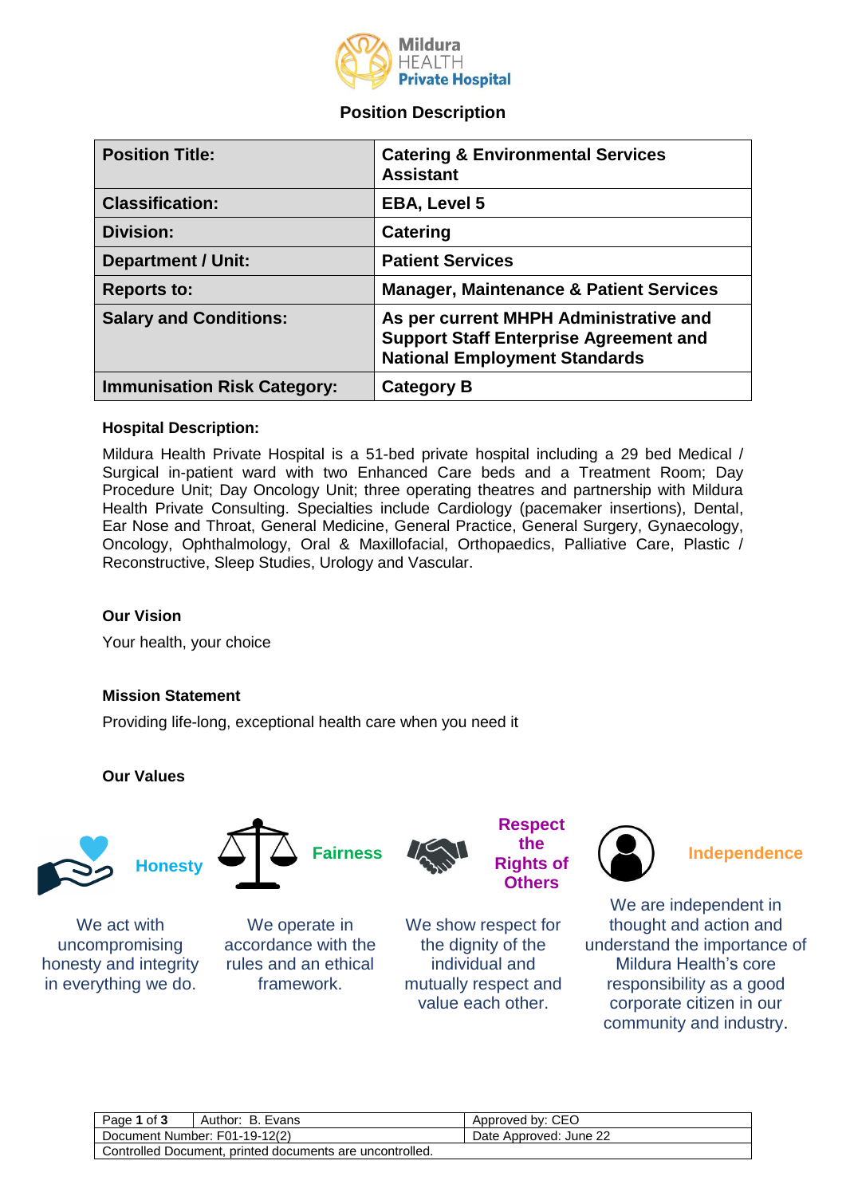Mildura HEALTH Private Hospital

## Position Description

| Position Title: | Catering & Environmental Services Assistant |
|---|---|
| Classification: | EBA, Level 5 |
| Division: | Catering |
| Department / Unit: | Patient Services |
| Reports to: | Manager, Maintenance & Patient Services |
| Salary and Conditions: | As per current MHPH Administrative and Support Staff Enterprise Agreement and National Employment Standards |
| Immunisation Risk Category: | Category B |

### Hospital Description:

Mildura Health Private Hospital is a 51-bed private hospital including a 29 bed Medical / Surgical in-patient ward with two Enhanced Care beds and a Treatment Room; Day Procedure Unit; Day Oncology Unit; three operating theatres and partnership with Mildura Health Private Consulting. Specialties include Cardiology (pacemaker insertions), Dental, Ear Nose and Throat, General Medicine, General Practice, General Surgery, Gynaecology, Oncology, Ophthalmology, Oral & Maxillofacial, Orthopaedics, Palliative Care, Plastic / Reconstructive, Sleep Studies, Urology and Vascular.

### Our Vision

Your health, your choice

### Mission Statement

Providing life-long, exceptional health care when you need it

### Our Values

**Honesty**

We act with uncompromising honesty and integrity in everything we do.

**Fairness**

We operate in accordance with the rules and an ethical framework.

**Respect the Rights of Others**

We show respect for the dignity of the individual and mutually respect and value each other.

**Independence**

We are independent in thought and action and understand the importance of Mildura Health's core responsibility as a good corporate citizen in our community and industry.

| Author: B. Evans | Approved by: CEO |
|---|---|
| Document Number: F01-19-12(2) | Date Approved: June 22 |

Controlled Document, printed documents are uncontrolled.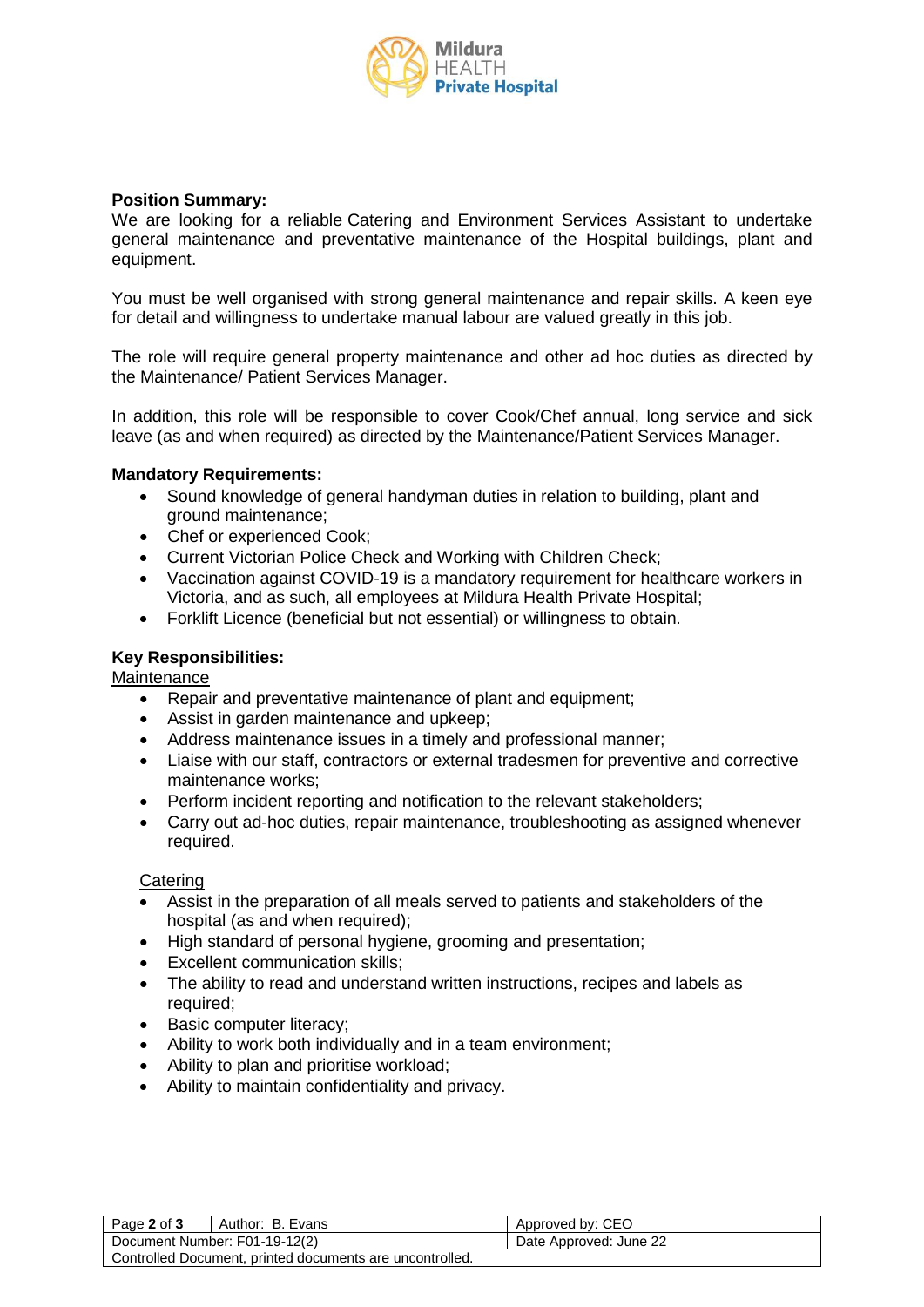**Position Summary:**

We are looking for a reliable Catering and Environment Services Assistant to undertake general maintenance and preventative maintenance of the Hospital buildings, plant and equipment.

You must be well organised with strong general maintenance and repair skills. A keen eye for detail and willingness to undertake manual labour are valued greatly in this job.

The role will require general property maintenance and other ad hoc duties as directed by the Maintenance/ Patient Services Manager.

In addition, this role will be responsible to cover Cook/Chef annual, long service and sick leave (as and when required) as directed by the Maintenance/Patient Services Manager.

**Mandatory Requirements:**

- Sound knowledge of general handyman duties in relation to building, plant and ground maintenance;
- Chef or experienced Cook;
- Current Victorian Police Check and Working with Children Check;
- Vaccination against COVID-19 is a mandatory requirement for healthcare workers in Victoria, and as such, all employees at Mildura Health Private Hospital;
- Forklift Licence (beneficial but not essential) or willingness to obtain.

**Key Responsibilities:**

Maintenance

- Repair and preventative maintenance of plant and equipment;
- Assist in garden maintenance and upkeep;
- Address maintenance issues in a timely and professional manner;
- Liaise with our staff, contractors or external tradesmen for preventive and corrective maintenance works;
- Perform incident reporting and notification to the relevant stakeholders;
- Carry out ad-hoc duties, repair maintenance, troubleshooting as assigned whenever required.

Catering

- Assist in the preparation of all meals served to patients and stakeholders of the hospital (as and when required);
- High standard of personal hygiene, grooming and presentation;
- Excellent communication skills;
- The ability to read and understand written instructions, recipes and labels as required;
- Basic computer literacy;
- Ability to work both individually and in a team environment;
- Ability to plan and prioritise workload;
- Ability to maintain confidentiality and privacy.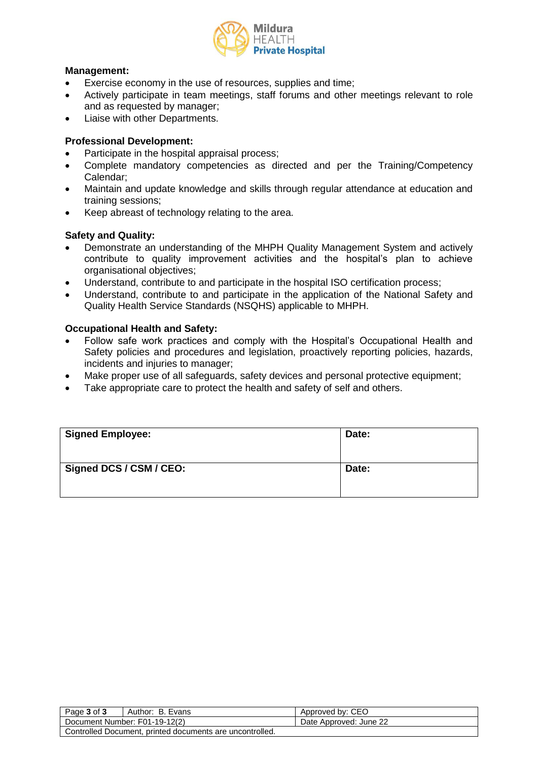**Management:**

- Exercise economy in the use of resources, supplies and time;
- Actively participate in team meetings, staff forums and other meetings relevant to role and as requested by manager;
- Liaise with other Departments.

**Professional Development:**

- Participate in the hospital appraisal process;
- Complete mandatory competencies as directed and per the Training/Competency Calendar;
- Maintain and update knowledge and skills through regular attendance at education and training sessions;
- Keep abreast of technology relating to the area.

**Safety and Quality:**

- Demonstrate an understanding of the MHPH Quality Management System and actively contribute to quality improvement activities and the hospital's plan to achieve organisational objectives;
- Understand, contribute to and participate in the hospital ISO certification process;
- Understand, contribute to and participate in the application of the National Safety and Quality Health Service Standards (NSQHS) applicable to MHPH.

**Occupational Health and Safety:**

- Follow safe work practices and comply with the Hospital's Occupational Health and Safety policies and procedures and legislation, proactively reporting policies, hazards, incidents and injuries to manager;
- Make proper use of all safeguards, safety devices and personal protective equipment;
- Take appropriate care to protect the health and safety of self and others.

| | |
|---|---|
| **Signed Employee:** | **Date:** |
| **Signed DCS / CSM / CEO:** | **Date:** |

| | | |
|---|---|---|
| Page **3** of **3** | Author: B. Evans | Approved by: CEO |
| Document Number: F01-19-12(2) | | Date Approved: June 22 |
| Controlled Document, printed documents are uncontrolled. | | |